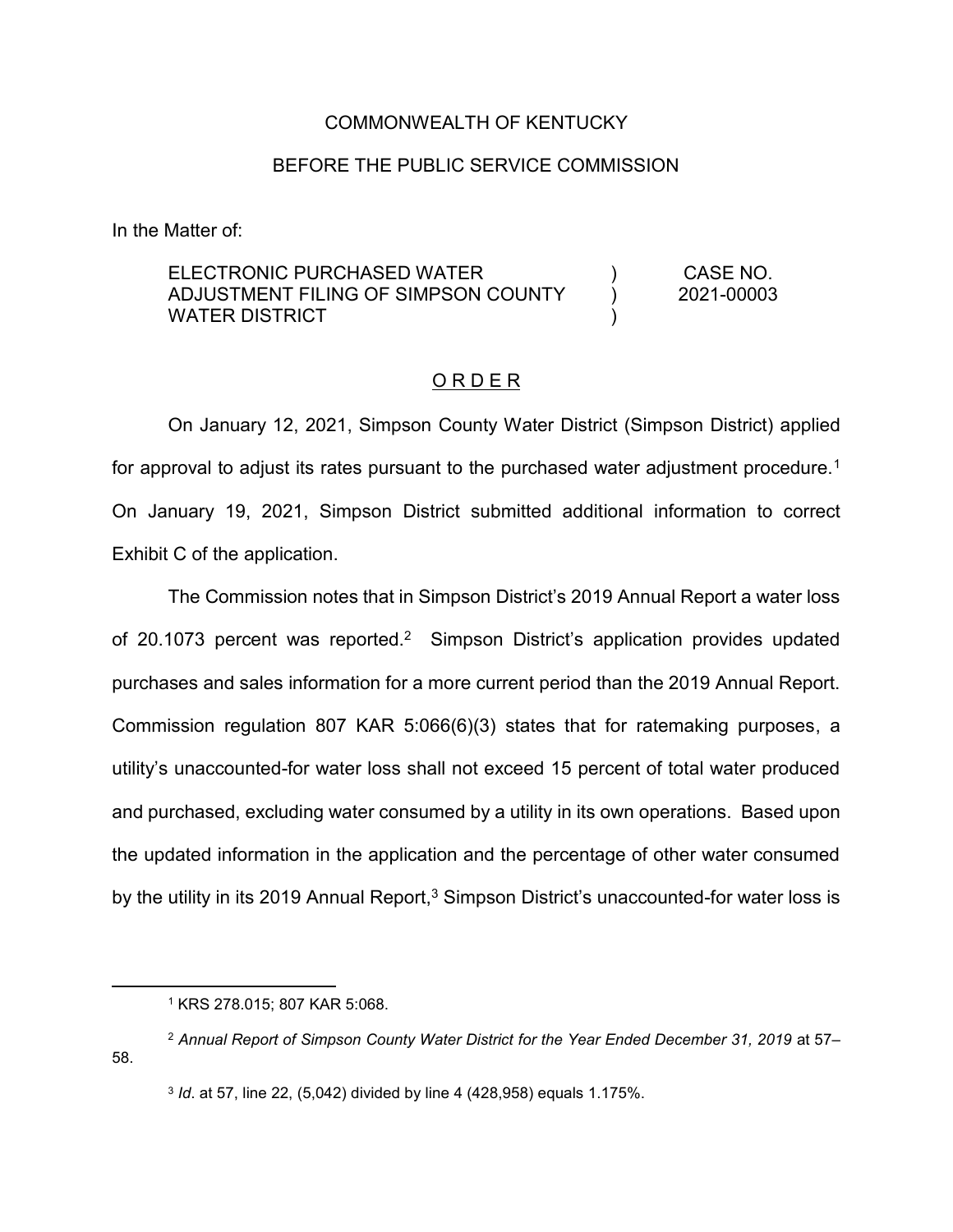COMMONWEALTH OF KENTUCKY

BEFORE THE PUBLIC SERVICE COMMISSION

In the Matter of:

| | | |
|---|---|---|
| ELECTRONIC PURCHASED WATER ADJUSTMENT FILING OF SIMPSON COUNTY WATER DISTRICT | ) ) ) | CASE NO. 2021-00003 |

## O R D E R

On January 12, 2021, Simpson County Water District (Simpson District) applied for approval to adjust its rates pursuant to the purchased water adjustment procedure.[1] On January 19, 2021, Simpson District submitted additional information to correct Exhibit C of the application.

The Commission notes that in Simpson District's 2019 Annual Report a water loss of 20.1073 percent was reported.[2] Simpson District's application provides updated purchases and sales information for a more current period than the 2019 Annual Report. Commission regulation 807 KAR 5:066(6)(3) states that for ratemaking purposes, a utility's unaccounted-for water loss shall not exceed 15 percent of total water produced and purchased, excluding water consumed by a utility in its own operations. Based upon the updated information in the application and the percentage of other water consumed by the utility in its 2019 Annual Report,[3] Simpson District's unaccounted-for water loss is

---

[1] KRS 278.015; 807 KAR 5:068.

[2] *Annual Report of Simpson County Water District for the Year Ended December 31, 2019* at 57–58.

[3] *Id*. at 57, line 22, (5,042) divided by line 4 (428,958) equals 1.175%.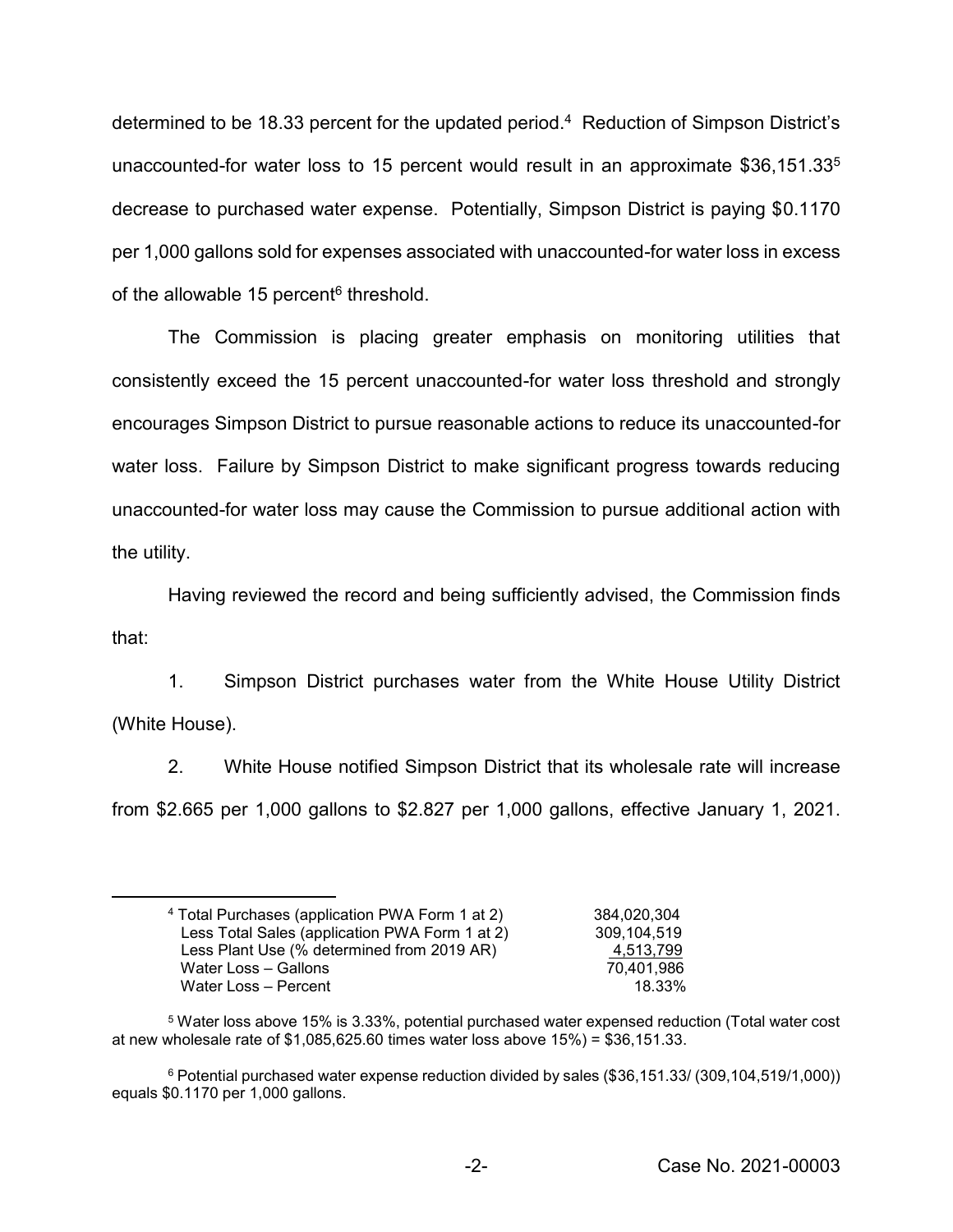determined to be 18.33 percent for the updated period.[4] Reduction of Simpson District's unaccounted-for water loss to 15 percent would result in an approximate $36,151.33[5] decrease to purchased water expense. Potentially, Simpson District is paying $0.1170 per 1,000 gallons sold for expenses associated with unaccounted-for water loss in excess of the allowable 15 percent[6] threshold.

The Commission is placing greater emphasis on monitoring utilities that consistently exceed the 15 percent unaccounted-for water loss threshold and strongly encourages Simpson District to pursue reasonable actions to reduce its unaccounted-for water loss. Failure by Simpson District to make significant progress towards reducing unaccounted-for water loss may cause the Commission to pursue additional action with the utility.

Having reviewed the record and being sufficiently advised, the Commission finds that:

1. Simpson District purchases water from the White House Utility District (White House).

2. White House notified Simpson District that its wholesale rate will increase from $2.665 per 1,000 gallons to $2.827 per 1,000 gallons, effective January 1, 2021.

---

[4]

| | |
|---|---:|
| Total Purchases (application PWA Form 1 at 2) | 384,020,304 |
| Less Total Sales (application PWA Form 1 at 2) | 309,104,519 |
| Less Plant Use (% determined from 2019 AR) | 4,513,799 |
| Water Loss – Gallons | 70,401,986 |
| Water Loss – Percent | 18.33% |

[5] Water loss above 15% is 3.33%, potential purchased water expensed reduction (Total water cost at new wholesale rate of $1,085,625.60 times water loss above 15%) = $36,151.33.

[6] Potential purchased water expense reduction divided by sales ($36,151.33/ (309,104,519/1,000)) equals $0.1170 per 1,000 gallons.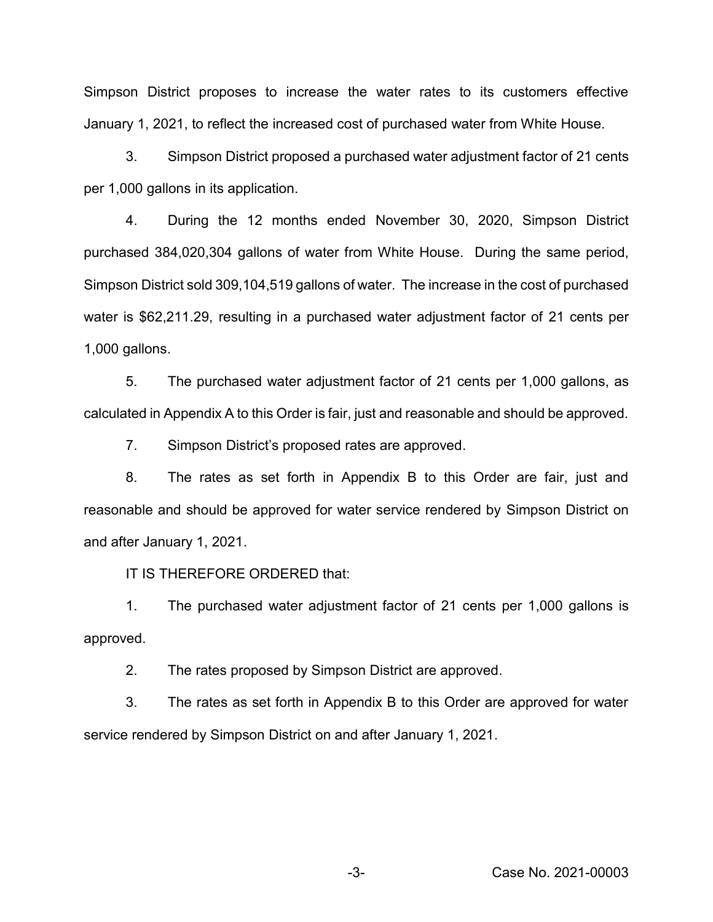Simpson District proposes to increase the water rates to its customers effective January 1, 2021, to reflect the increased cost of purchased water from White House.

3. Simpson District proposed a purchased water adjustment factor of 21 cents per 1,000 gallons in its application.

4. During the 12 months ended November 30, 2020, Simpson District purchased 384,020,304 gallons of water from White House. During the same period, Simpson District sold 309,104,519 gallons of water. The increase in the cost of purchased water is $62,211.29, resulting in a purchased water adjustment factor of 21 cents per 1,000 gallons.

5. The purchased water adjustment factor of 21 cents per 1,000 gallons, as calculated in Appendix A to this Order is fair, just and reasonable and should be approved.

7. Simpson District's proposed rates are approved.

8. The rates as set forth in Appendix B to this Order are fair, just and reasonable and should be approved for water service rendered by Simpson District on and after January 1, 2021.

IT IS THEREFORE ORDERED that:

1. The purchased water adjustment factor of 21 cents per 1,000 gallons is approved.

2. The rates proposed by Simpson District are approved.

3. The rates as set forth in Appendix B to this Order are approved for water service rendered by Simpson District on and after January 1, 2021.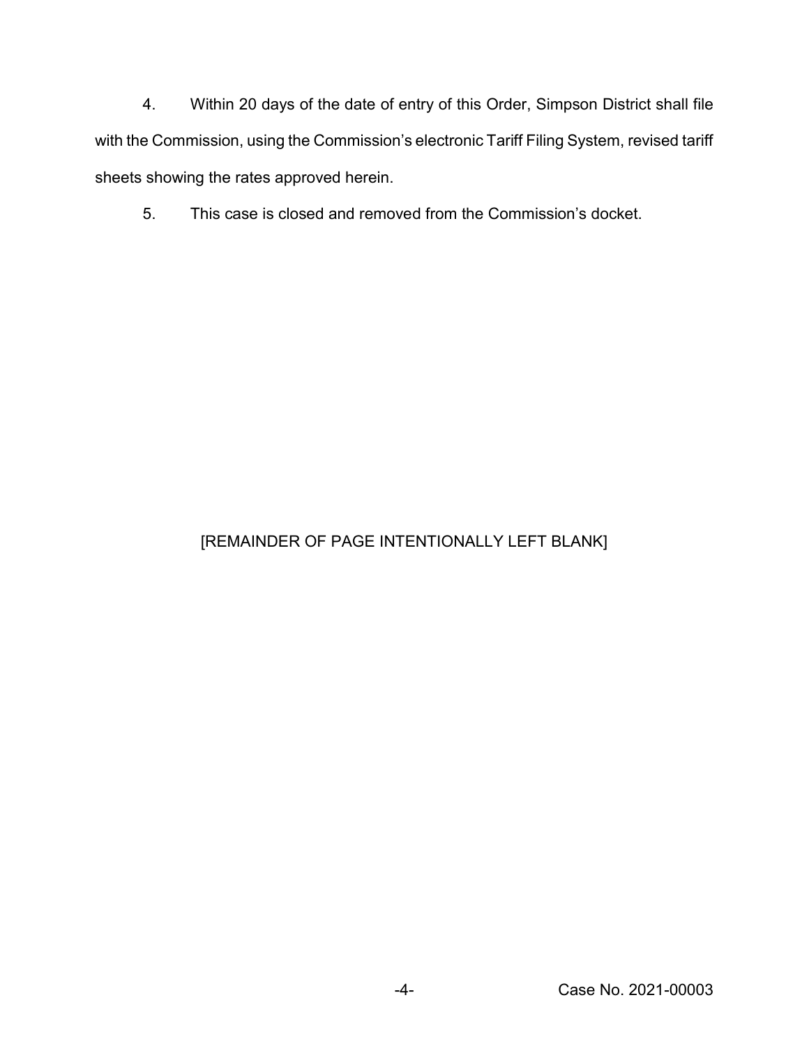4. Within 20 days of the date of entry of this Order, Simpson District shall file with the Commission, using the Commission's electronic Tariff Filing System, revised tariff sheets showing the rates approved herein.

5. This case is closed and removed from the Commission's docket.

[REMAINDER OF PAGE INTENTIONALLY LEFT BLANK]

Case No. 2021-00003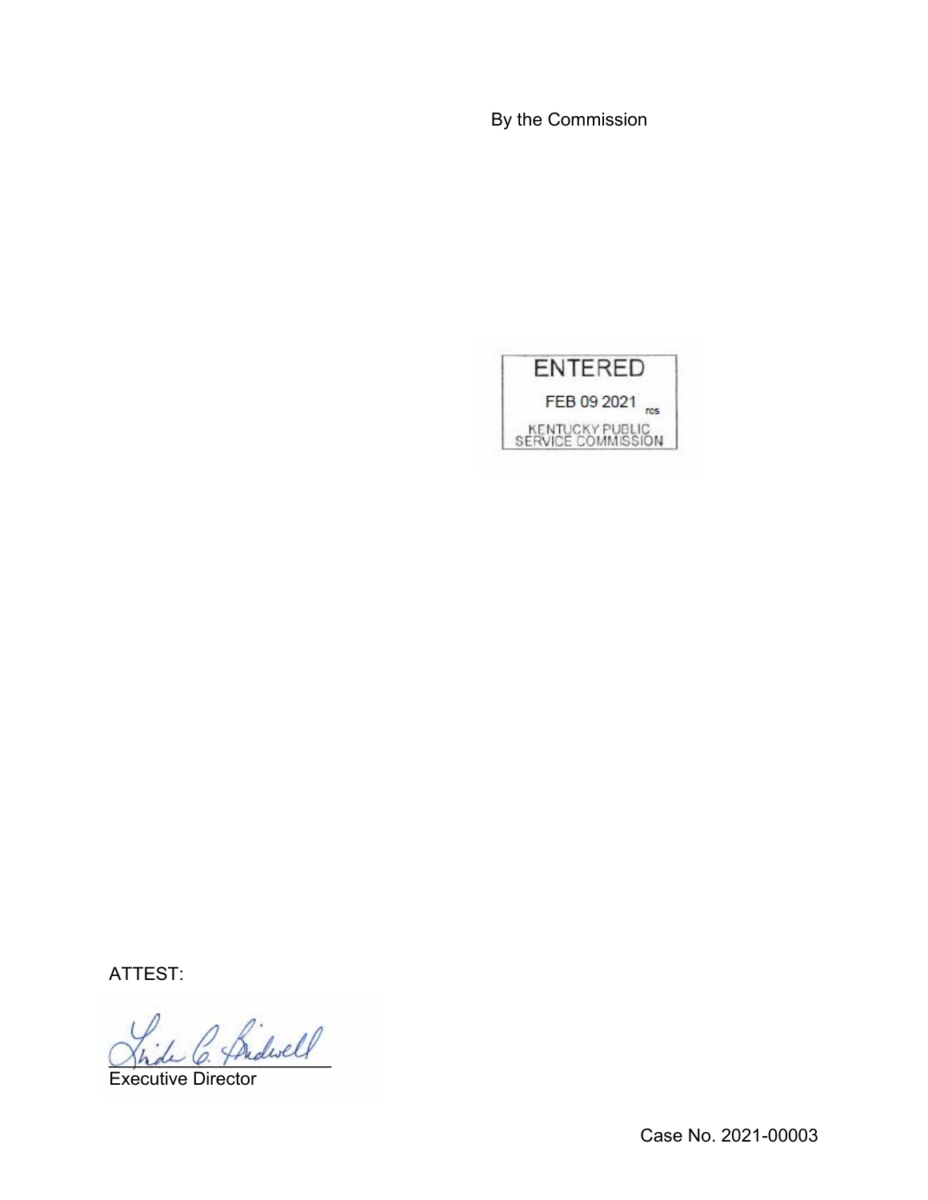By the Commission

ENTERED

FEB 09 2021

KENTUCKY PUBLIC SERVICE COMMISSION

ATTEST:

Executive Director

Case No. 2021-00003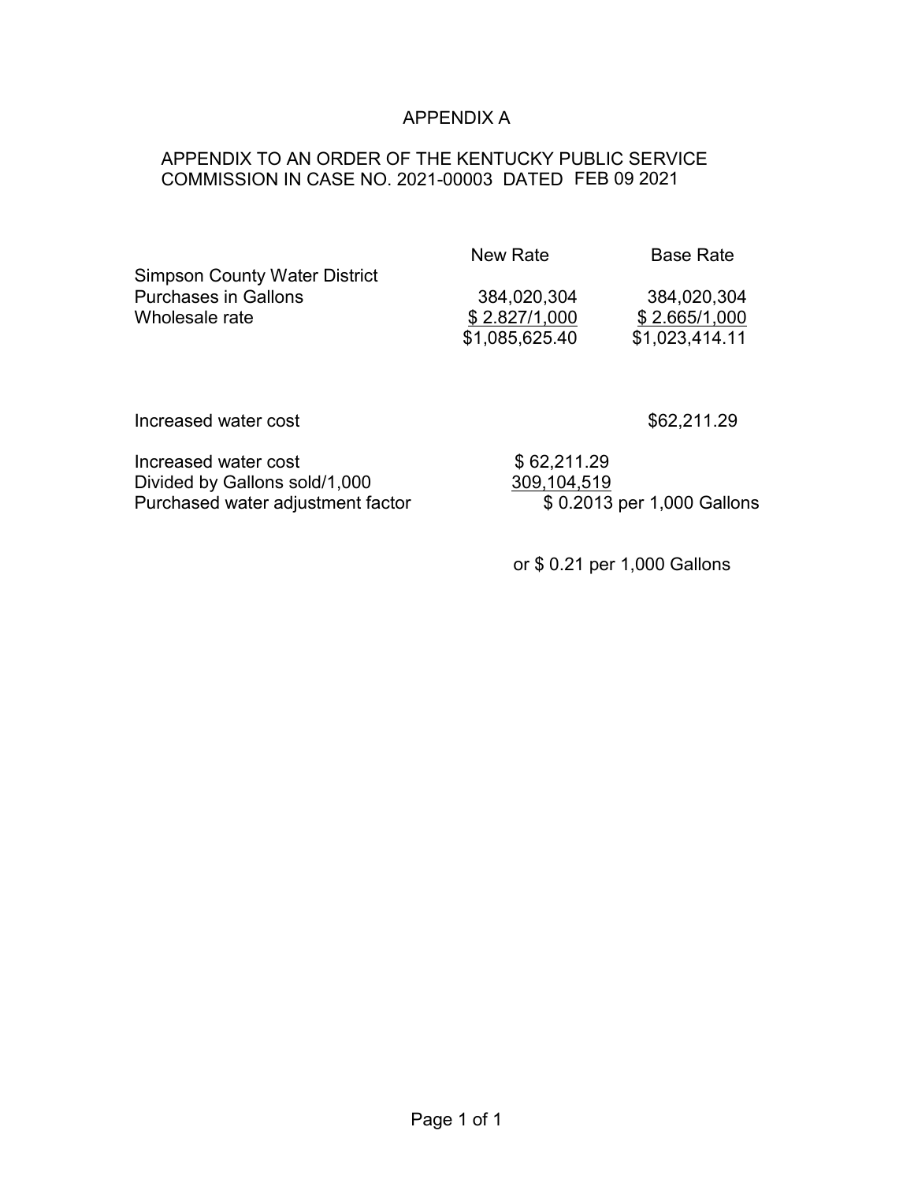# APPENDIX A

APPENDIX TO AN ORDER OF THE KENTUCKY PUBLIC SERVICE COMMISSION IN CASE NO. 2021-00003 DATED FEB 09 2021

| | New Rate | Base Rate |
|---|---|---|
| Simpson County Water District | | |
| Purchases in Gallons | 384,020,304 | 384,020,304 |
| Wholesale rate | $ 2.827/1,000 | $ 2.665/1,000 |
| | $1,085,625.40 | $1,023,414.11 |
| | | |
| Increased water cost | | $62,211.29 |

| | |
|---|---|
| Increased water cost | $ 62,211.29 |
| Divided by Gallons sold/1,000 | 309,104,519 |
| Purchased water adjustment factor | $ 0.2013 per 1,000 Gallons |

or $ 0.21 per 1,000 Gallons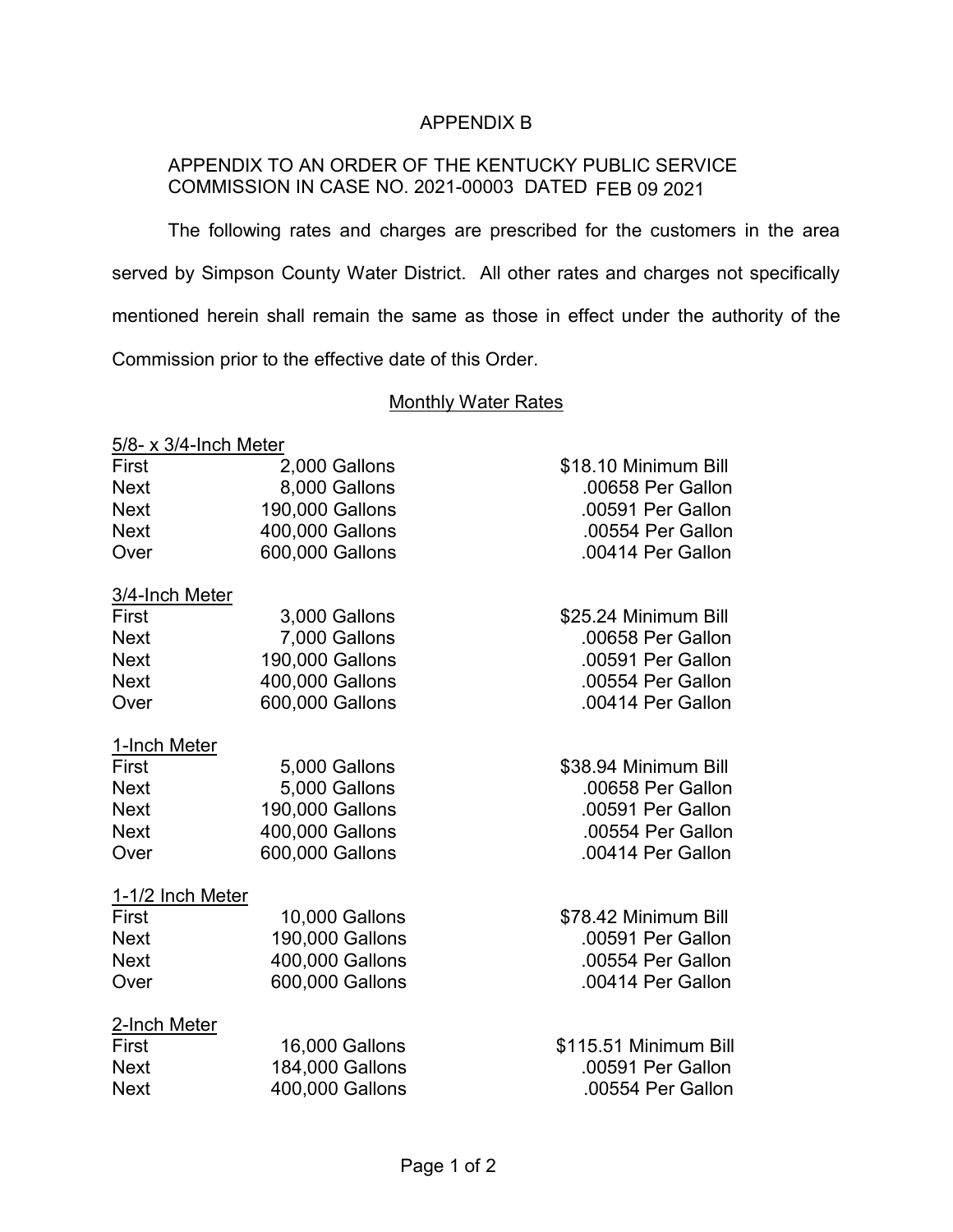APPENDIX B

APPENDIX TO AN ORDER OF THE KENTUCKY PUBLIC SERVICE COMMISSION IN CASE NO. 2021-00003 DATED FEB 09 2021

The following rates and charges are prescribed for the customers in the area served by Simpson County Water District. All other rates and charges not specifically mentioned herein shall remain the same as those in effect under the authority of the Commission prior to the effective date of this Order.

## Monthly Water Rates

**5/8- x 3/4-Inch Meter**

| | | |
|---|---|---|
| First | 2,000 Gallons | $18.10 Minimum Bill |
| Next | 8,000 Gallons | .00658 Per Gallon |
| Next | 190,000 Gallons | .00591 Per Gallon |
| Next | 400,000 Gallons | .00554 Per Gallon |
| Over | 600,000 Gallons | .00414 Per Gallon |

**3/4-Inch Meter**

| | | |
|---|---|---|
| First | 3,000 Gallons | $25.24 Minimum Bill |
| Next | 7,000 Gallons | .00658 Per Gallon |
| Next | 190,000 Gallons | .00591 Per Gallon |
| Next | 400,000 Gallons | .00554 Per Gallon |
| Over | 600,000 Gallons | .00414 Per Gallon |

**1-Inch Meter**

| | | |
|---|---|---|
| First | 5,000 Gallons | $38.94 Minimum Bill |
| Next | 5,000 Gallons | .00658 Per Gallon |
| Next | 190,000 Gallons | .00591 Per Gallon |
| Next | 400,000 Gallons | .00554 Per Gallon |
| Over | 600,000 Gallons | .00414 Per Gallon |

**1-1/2 Inch Meter**

| | | |
|---|---|---|
| First | 10,000 Gallons | $78.42 Minimum Bill |
| Next | 190,000 Gallons | .00591 Per Gallon |
| Next | 400,000 Gallons | .00554 Per Gallon |
| Over | 600,000 Gallons | .00414 Per Gallon |

**2-Inch Meter**

| | | |
|---|---|---|
| First | 16,000 Gallons | $115.51 Minimum Bill |
| Next | 184,000 Gallons | .00591 Per Gallon |
| Next | 400,000 Gallons | .00554 Per Gallon |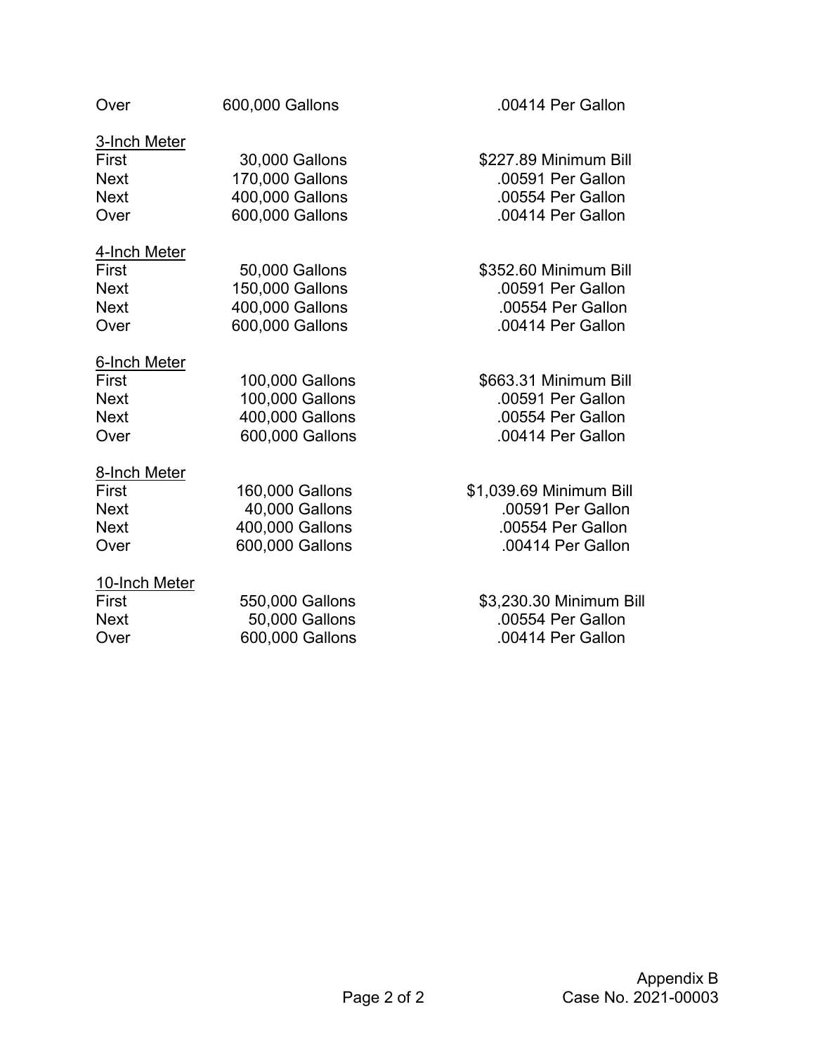| | | |
|---|---|---|
| Over | 600,000 Gallons | .00414 Per Gallon |

<u>3-Inch Meter</u>

| | | |
|---|---|---|
| First | 30,000 Gallons | $227.89 Minimum Bill |
| Next | 170,000 Gallons | .00591 Per Gallon |
| Next | 400,000 Gallons | .00554 Per Gallon |
| Over | 600,000 Gallons | .00414 Per Gallon |

<u>4-Inch Meter</u>

| | | |
|---|---|---|
| First | 50,000 Gallons | $352.60 Minimum Bill |
| Next | 150,000 Gallons | .00591 Per Gallon |
| Next | 400,000 Gallons | .00554 Per Gallon |
| Over | 600,000 Gallons | .00414 Per Gallon |

<u>6-Inch Meter</u>

| | | |
|---|---|---|
| First | 100,000 Gallons | $663.31 Minimum Bill |
| Next | 100,000 Gallons | .00591 Per Gallon |
| Next | 400,000 Gallons | .00554 Per Gallon |
| Over | 600,000 Gallons | .00414 Per Gallon |

<u>8-Inch Meter</u>

| | | |
|---|---|---|
| First | 160,000 Gallons | $1,039.69 Minimum Bill |
| Next | 40,000 Gallons | .00591 Per Gallon |
| Next | 400,000 Gallons | .00554 Per Gallon |
| Over | 600,000 Gallons | .00414 Per Gallon |

<u>10-Inch Meter</u>

| | | |
|---|---|---|
| First | 550,000 Gallons | $3,230.30 Minimum Bill |
| Next | 50,000 Gallons | .00554 Per Gallon |
| Over | 600,000 Gallons | .00414 Per Gallon |

Appendix B
Case No. 2021-00003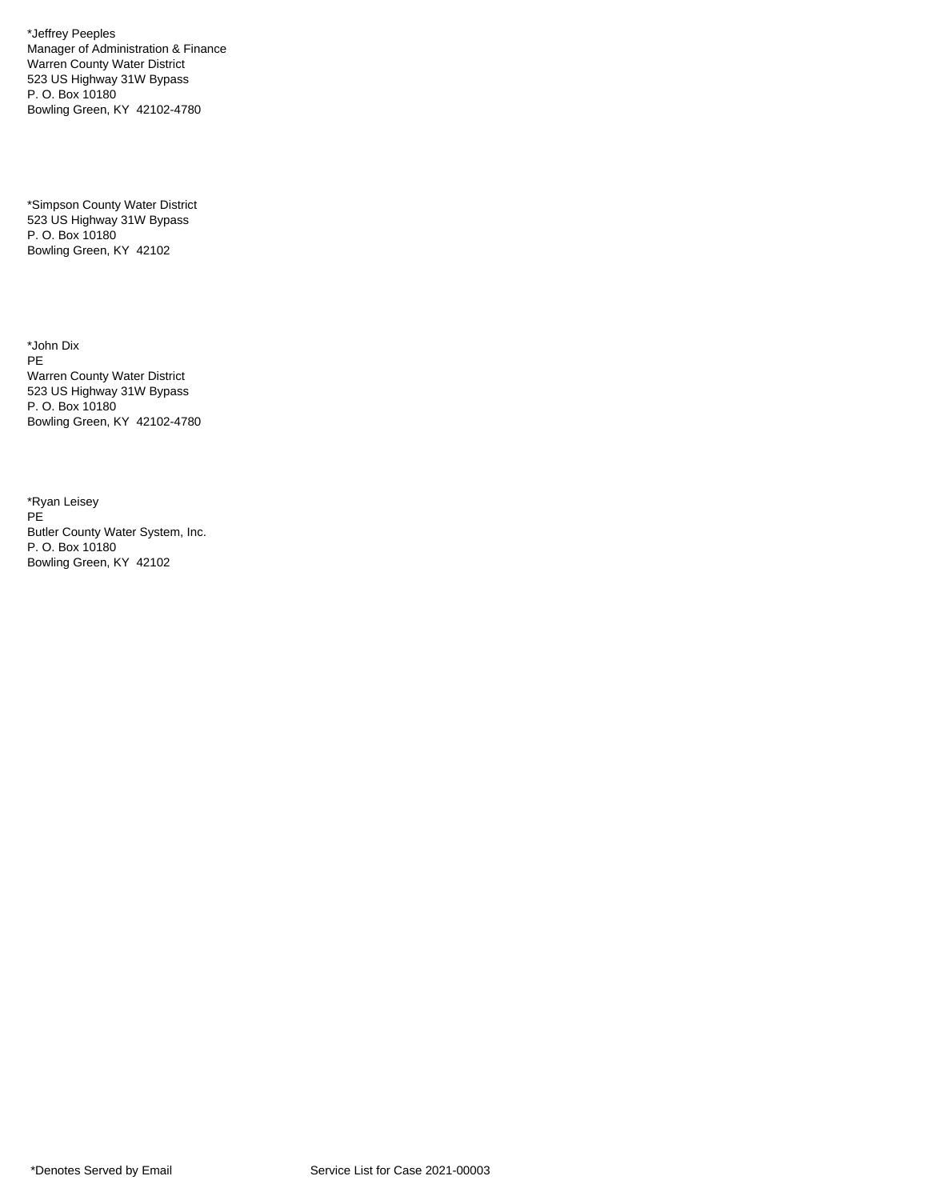*Jeffrey Peeples
Manager of Administration & Finance
Warren County Water District
523 US Highway 31W Bypass
P. O. Box 10180
Bowling Green, KY  42102-4780

*Simpson County Water District
523 US Highway 31W Bypass
P. O. Box 10180
Bowling Green, KY  42102

*John Dix
PE
Warren County Water District
523 US Highway 31W Bypass
P. O. Box 10180
Bowling Green, KY  42102-4780

*Ryan Leisey
PE
Butler County Water System, Inc.
P. O. Box 10180
Bowling Green, KY  42102

*Denotes Served by Email

Service List for Case 2021-00003